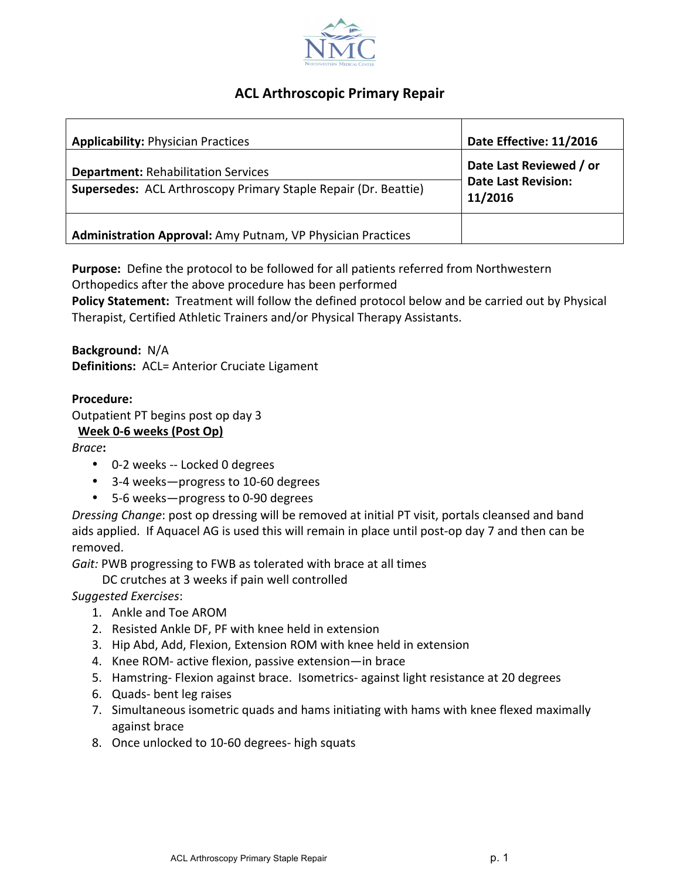# ACL Arthroscopic Primary Repair

| Applicability: Physician Practices | Date Effective: 11/2016 |
| --- | --- |
| **Department:** Rehabilitation Services | **Date Last Reviewed / or Date Last Revision: 11/2016** |
| **Supersedes:** ACL Arthroscopy Primary Staple Repair (Dr. Beattie) | |
| **Administration Approval:** Amy Putnam, VP Physician Practices | |

**Purpose:** Define the protocol to be followed for all patients referred from Northwestern Orthopedics after the above procedure has been performed

**Policy Statement:** Treatment will follow the defined protocol below and be carried out by Physical Therapist, Certified Athletic Trainers and/or Physical Therapy Assistants.

**Background:** N/A

**Definitions:** ACL= Anterior Cruciate Ligament

**Procedure:**

Outpatient PT begins post op day 3

**Week 0-6 weeks (Post Op)**

*Brace*:

- 0-2 weeks -- Locked 0 degrees
- 3-4 weeks—progress to 10-60 degrees
- 5-6 weeks—progress to 0-90 degrees

*Dressing Change*: post op dressing will be removed at initial PT visit, portals cleansed and band aids applied. If Aquacel AG is used this will remain in place until post-op day 7 and then can be removed.

*Gait:* PWB progressing to FWB as tolerated with brace at all times

DC crutches at 3 weeks if pain well controlled

*Suggested Exercises*:

1. Ankle and Toe AROM
2. Resisted Ankle DF, PF with knee held in extension
3. Hip Abd, Add, Flexion, Extension ROM with knee held in extension
4. Knee ROM- active flexion, passive extension—in brace
5. Hamstring- Flexion against brace. Isometrics- against light resistance at 20 degrees
6. Quads- bent leg raises
7. Simultaneous isometric quads and hams initiating with hams with knee flexed maximally against brace
8. Once unlocked to 10-60 degrees- high squats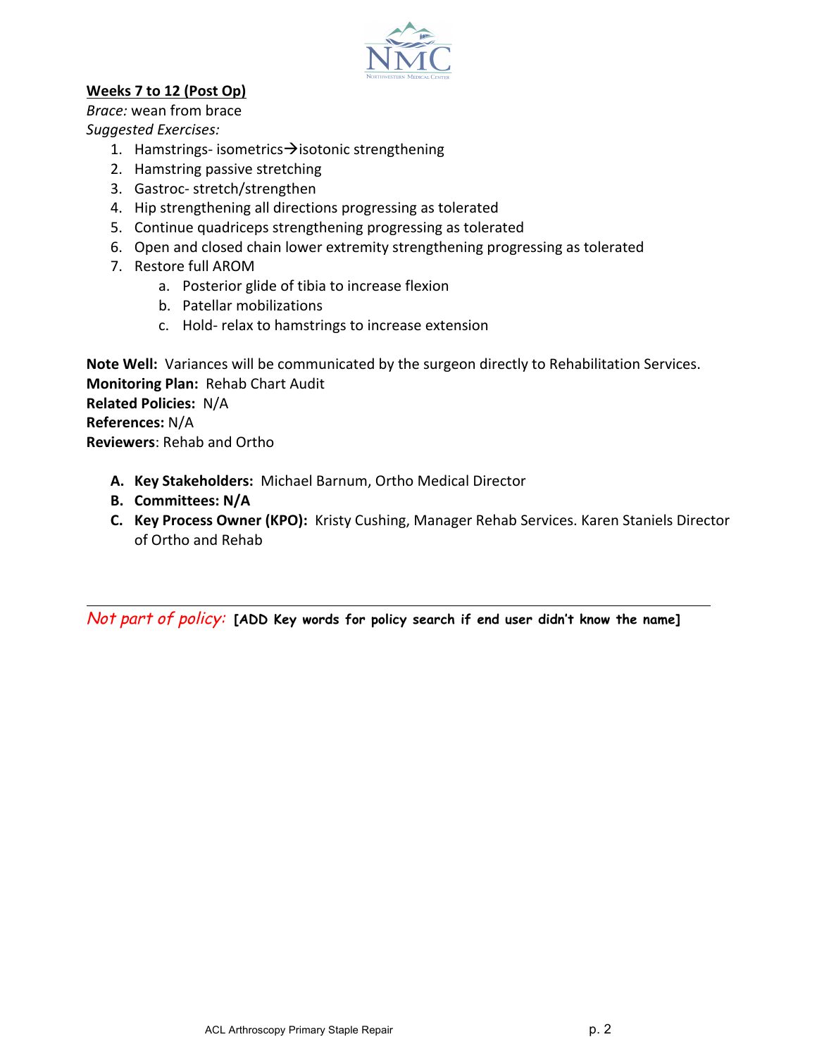**Weeks 7 to 12 (Post Op)**

*Brace:* wean from brace

*Suggested Exercises:*

1. Hamstrings- isometrics→isotonic strengthening
2. Hamstring passive stretching
3. Gastroc- stretch/strengthen
4. Hip strengthening all directions progressing as tolerated
5. Continue quadriceps strengthening progressing as tolerated
6. Open and closed chain lower extremity strengthening progressing as tolerated
7. Restore full AROM
   a. Posterior glide of tibia to increase flexion
   b. Patellar mobilizations
   c. Hold- relax to hamstrings to increase extension

**Note Well:** Variances will be communicated by the surgeon directly to Rehabilitation Services.
**Monitoring Plan:** Rehab Chart Audit
**Related Policies:** N/A
**References:** N/A
**Reviewers**: Rehab and Ortho

A. **Key Stakeholders:** Michael Barnum, Ortho Medical Director
B. **Committees: N/A**
C. **Key Process Owner (KPO):** Kristy Cushing, Manager Rehab Services. Karen Staniels Director of Ortho and Rehab

---

*Not part of policy:* **[ADD Key words for policy search if end user didn't know the name]**